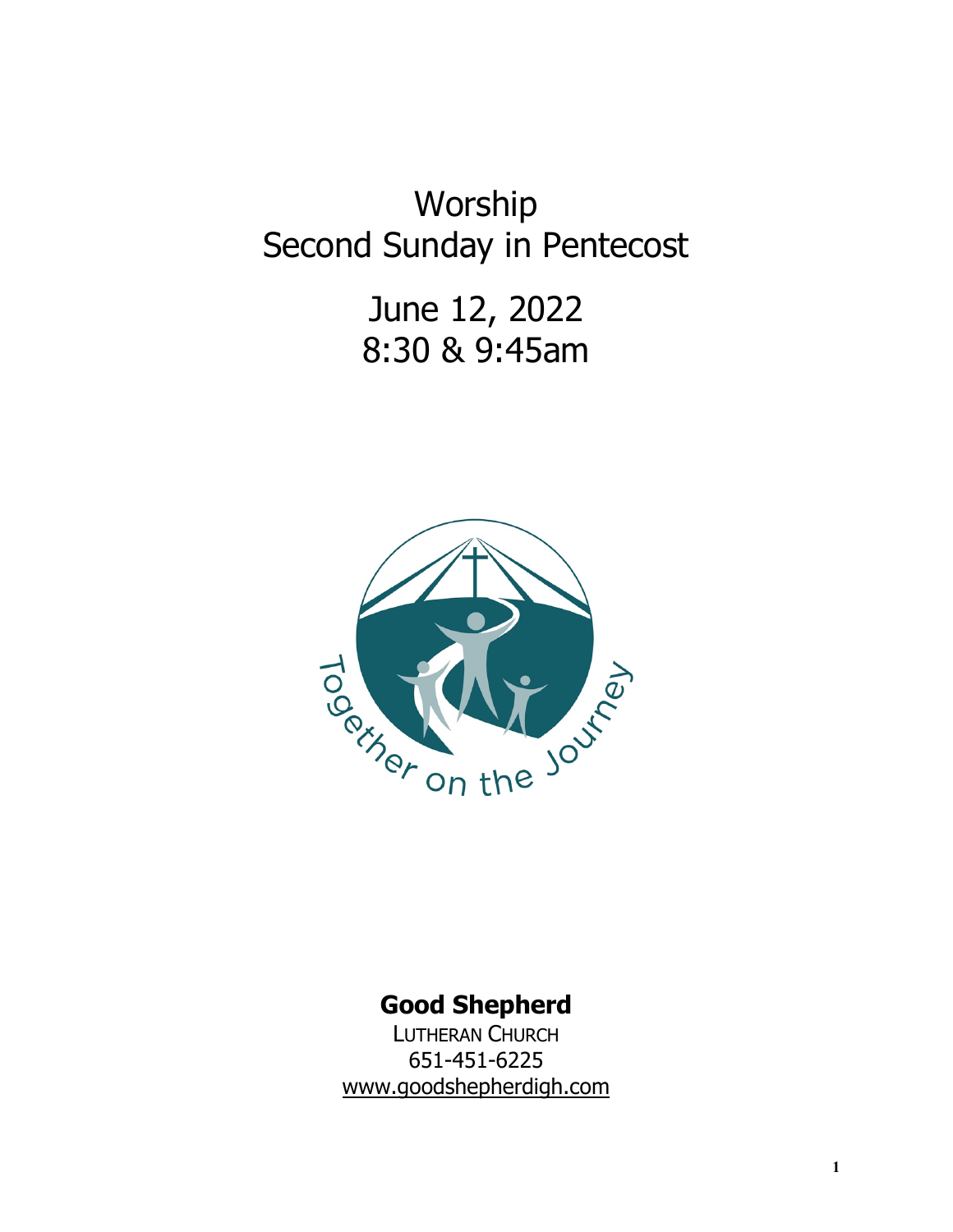# Worship
# Second Sunday in Pentecost

## June 12, 2022
## 8:30 & 9:45am

Together on the Journey

**Good Shepherd**

LUTHERAN CHURCH
651-451-6225
www.goodshepherdigh.com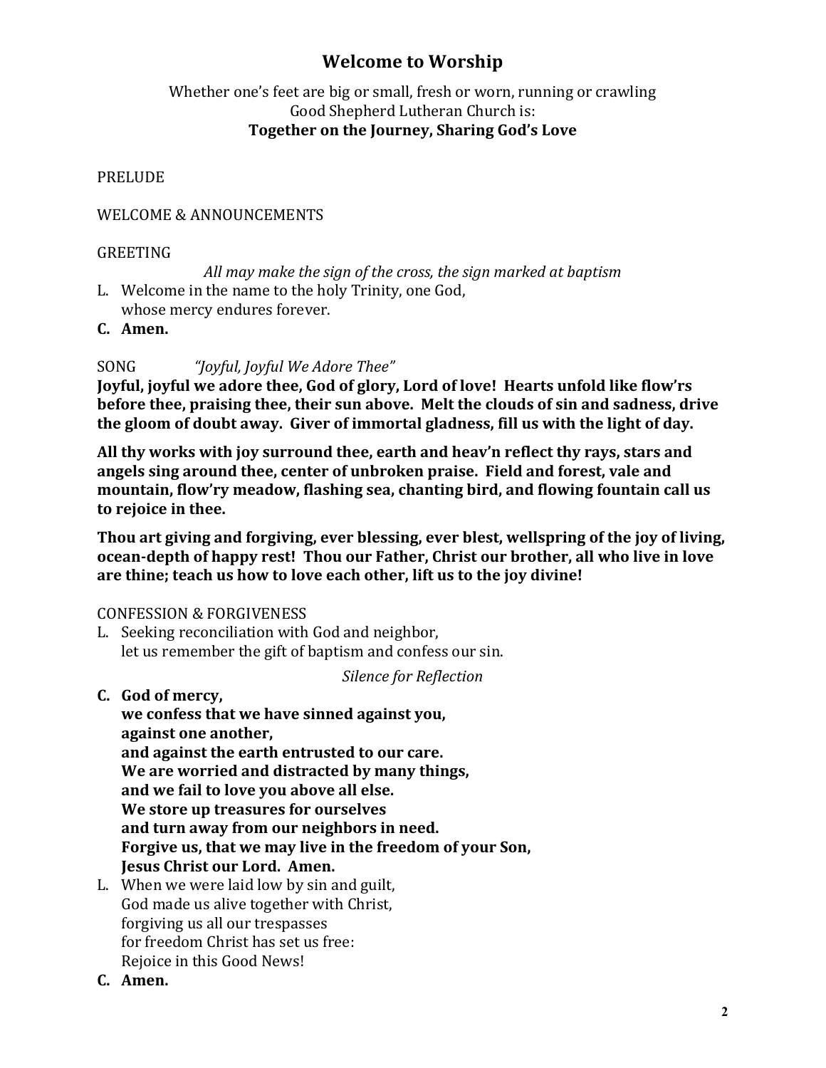# Welcome to Worship

Whether one's feet are big or small, fresh or worn, running or crawling
Good Shepherd Lutheran Church is:
**Together on the Journey, Sharing God's Love**

PRELUDE

WELCOME & ANNOUNCEMENTS

GREETING

*All may make the sign of the cross, the sign marked at baptism*

L. Welcome in the name to the holy Trinity, one God,
whose mercy endures forever.

**C. Amen.**

SONG *"Joyful, Joyful We Adore Thee"*

**Joyful, joyful we adore thee, God of glory, Lord of love! Hearts unfold like flow'rs before thee, praising thee, their sun above. Melt the clouds of sin and sadness, drive the gloom of doubt away. Giver of immortal gladness, fill us with the light of day.**

**All thy works with joy surround thee, earth and heav'n reflect thy rays, stars and angels sing around thee, center of unbroken praise. Field and forest, vale and mountain, flow'ry meadow, flashing sea, chanting bird, and flowing fountain call us to rejoice in thee.**

**Thou art giving and forgiving, ever blessing, ever blest, wellspring of the joy of living, ocean-depth of happy rest! Thou our Father, Christ our brother, all who live in love are thine; teach us how to love each other, lift us to the joy divine!**

CONFESSION & FORGIVENESS

L. Seeking reconciliation with God and neighbor,
let us remember the gift of baptism and confess our sin.

*Silence for Reflection*

**C. God of mercy,
we confess that we have sinned against you,
against one another,
and against the earth entrusted to our care.
We are worried and distracted by many things,
and we fail to love you above all else.
We store up treasures for ourselves
and turn away from our neighbors in need.
Forgive us, that we may live in the freedom of your Son,
Jesus Christ our Lord. Amen.**

L. When we were laid low by sin and guilt,
God made us alive together with Christ,
forgiving us all our trespasses
for freedom Christ has set us free:
Rejoice in this Good News!

**C. Amen.**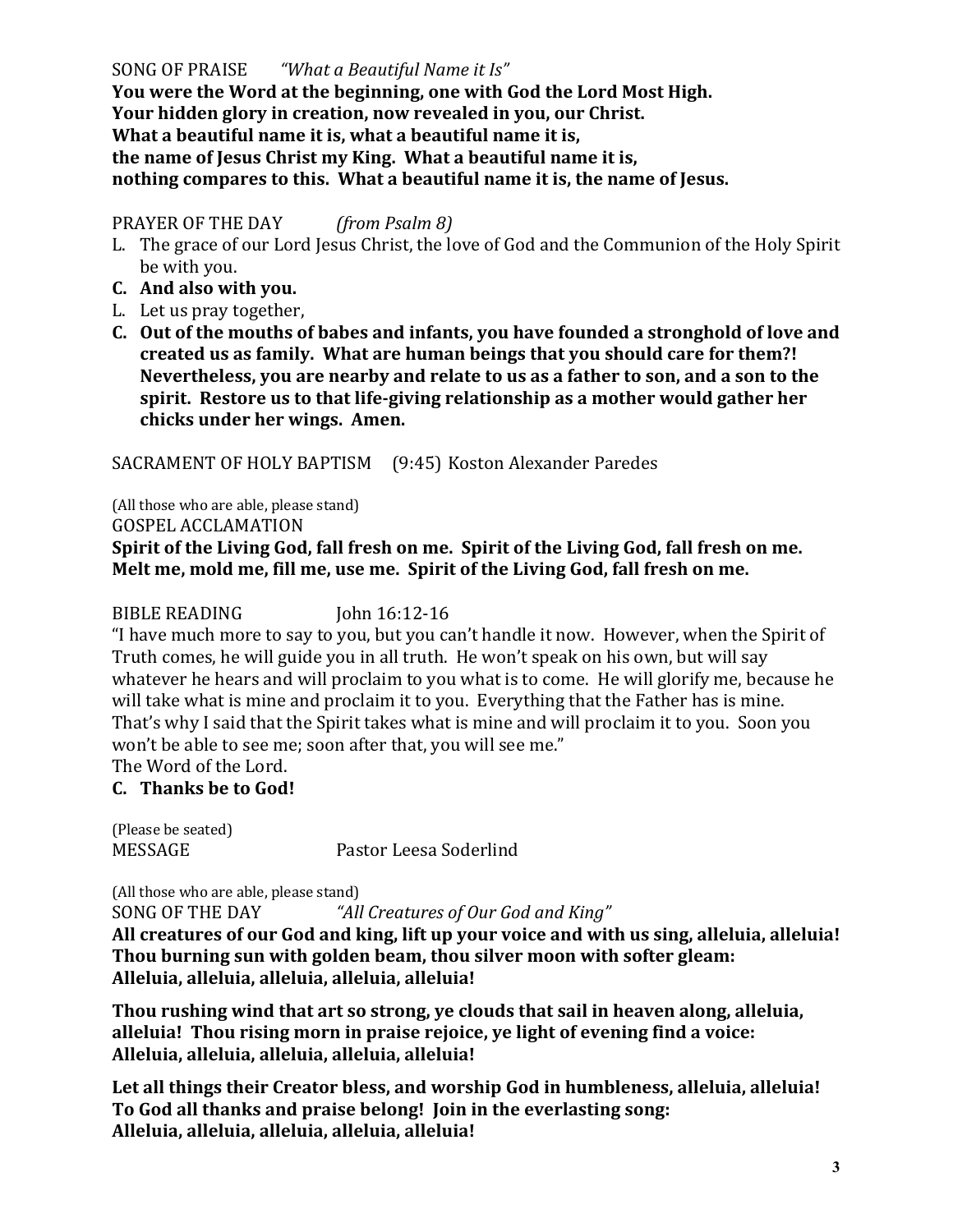SONG OF PRAISE *"What a Beautiful Name it Is"*

**You were the Word at the beginning, one with God the Lord Most High.**
**Your hidden glory in creation, now revealed in you, our Christ.**
**What a beautiful name it is, what a beautiful name it is,**
**the name of Jesus Christ my King. What a beautiful name it is,**
**nothing compares to this. What a beautiful name it is, the name of Jesus.**

PRAYER OF THE DAY *(from Psalm 8)*

L. The grace of our Lord Jesus Christ, the love of God and the Communion of the Holy Spirit be with you.

**C. And also with you.**

L. Let us pray together,

**C. Out of the mouths of babes and infants, you have founded a stronghold of love and created us as family. What are human beings that you should care for them?! Nevertheless, you are nearby and relate to us as a father to son, and a son to the spirit. Restore us to that life-giving relationship as a mother would gather her chicks under her wings. Amen.**

SACRAMENT OF HOLY BAPTISM (9:45) Koston Alexander Paredes

(All those who are able, please stand)

GOSPEL ACCLAMATION

**Spirit of the Living God, fall fresh on me. Spirit of the Living God, fall fresh on me.**
**Melt me, mold me, fill me, use me. Spirit of the Living God, fall fresh on me.**

BIBLE READING John 16:12-16

"I have much more to say to you, but you can't handle it now. However, when the Spirit of Truth comes, he will guide you in all truth. He won't speak on his own, but will say whatever he hears and will proclaim to you what is to come. He will glorify me, because he will take what is mine and proclaim it to you. Everything that the Father has is mine. That's why I said that the Spirit takes what is mine and will proclaim it to you. Soon you won't be able to see me; soon after that, you will see me."
The Word of the Lord.

**C. Thanks be to God!**

(Please be seated)

MESSAGE Pastor Leesa Soderlind

(All those who are able, please stand)

SONG OF THE DAY *"All Creatures of Our God and King"*

**All creatures of our God and king, lift up your voice and with us sing, alleluia, alleluia!**
**Thou burning sun with golden beam, thou silver moon with softer gleam:**
**Alleluia, alleluia, alleluia, alleluia, alleluia!**

**Thou rushing wind that art so strong, ye clouds that sail in heaven along, alleluia, alleluia! Thou rising morn in praise rejoice, ye light of evening find a voice:**
**Alleluia, alleluia, alleluia, alleluia, alleluia!**

**Let all things their Creator bless, and worship God in humbleness, alleluia, alleluia!**
**To God all thanks and praise belong! Join in the everlasting song:**
**Alleluia, alleluia, alleluia, alleluia, alleluia!**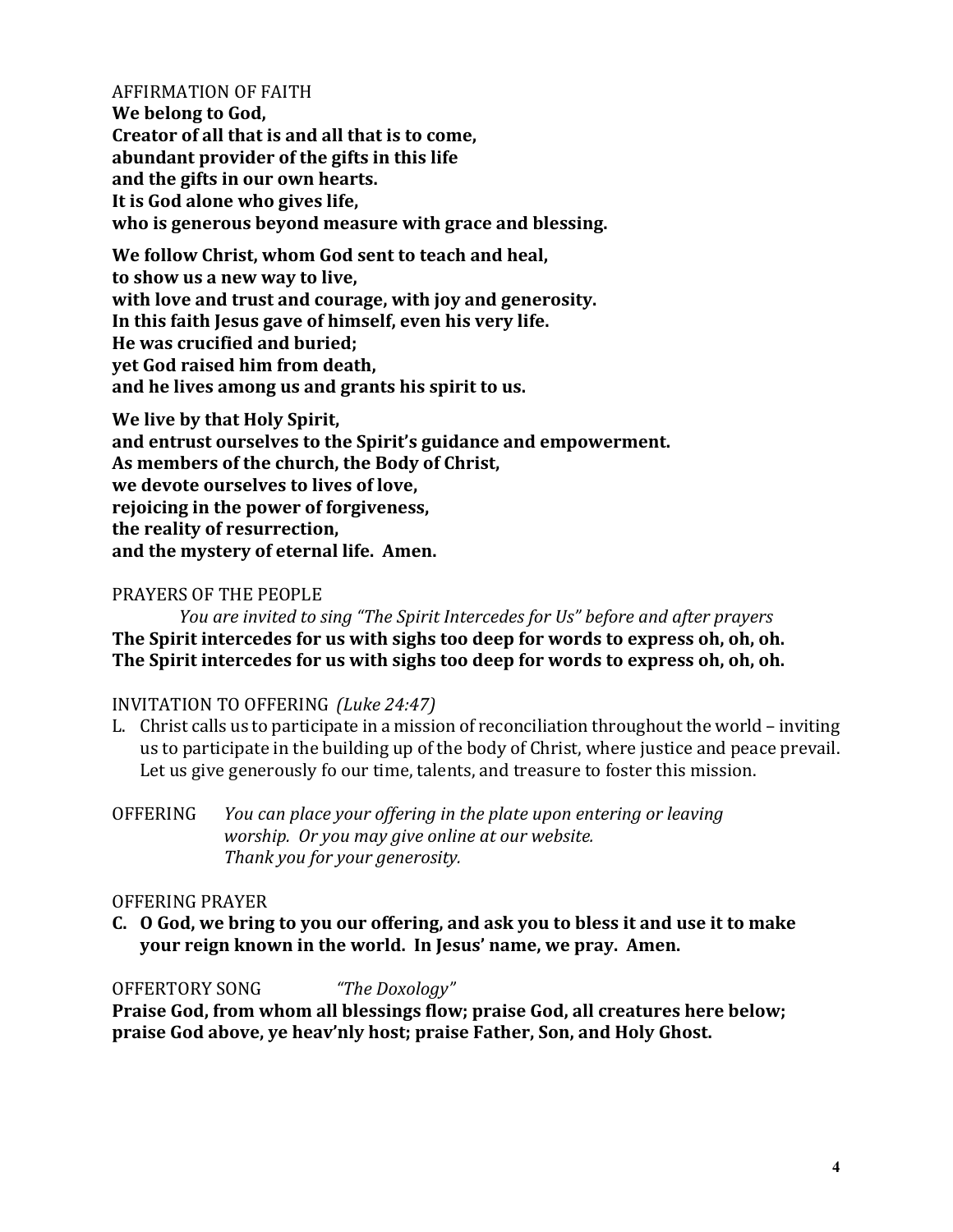AFFIRMATION OF FAITH

**We belong to God,**
**Creator of all that is and all that is to come,**
**abundant provider of the gifts in this life**
**and the gifts in our own hearts.**
**It is God alone who gives life,**
**who is generous beyond measure with grace and blessing.**

**We follow Christ, whom God sent to teach and heal,**
**to show us a new way to live,**
**with love and trust and courage, with joy and generosity.**
**In this faith Jesus gave of himself, even his very life.**
**He was crucified and buried;**
**yet God raised him from death,**
**and he lives among us and grants his spirit to us.**

**We live by that Holy Spirit,**
**and entrust ourselves to the Spirit's guidance and empowerment.**
**As members of the church, the Body of Christ,**
**we devote ourselves to lives of love,**
**rejoicing in the power of forgiveness,**
**the reality of resurrection,**
**and the mystery of eternal life. Amen.**

PRAYERS OF THE PEOPLE

*You are invited to sing "The Spirit Intercedes for Us" before and after prayers*

**The Spirit intercedes for us with sighs too deep for words to express oh, oh, oh.**
**The Spirit intercedes for us with sighs too deep for words to express oh, oh, oh.**

INVITATION TO OFFERING *(Luke 24:47)*

L. Christ calls us to participate in a mission of reconciliation throughout the world – inviting us to participate in the building up of the body of Christ, where justice and peace prevail. Let us give generously fo our time, talents, and treasure to foster this mission.

OFFERING *You can place your offering in the plate upon entering or leaving worship. Or you may give online at our website. Thank you for your generosity.*

OFFERING PRAYER

**C. O God, we bring to you our offering, and ask you to bless it and use it to make your reign known in the world. In Jesus' name, we pray. Amen.**

OFFERTORY SONG *"The Doxology"*

**Praise God, from whom all blessings flow; praise God, all creatures here below; praise God above, ye heav'nly host; praise Father, Son, and Holy Ghost.**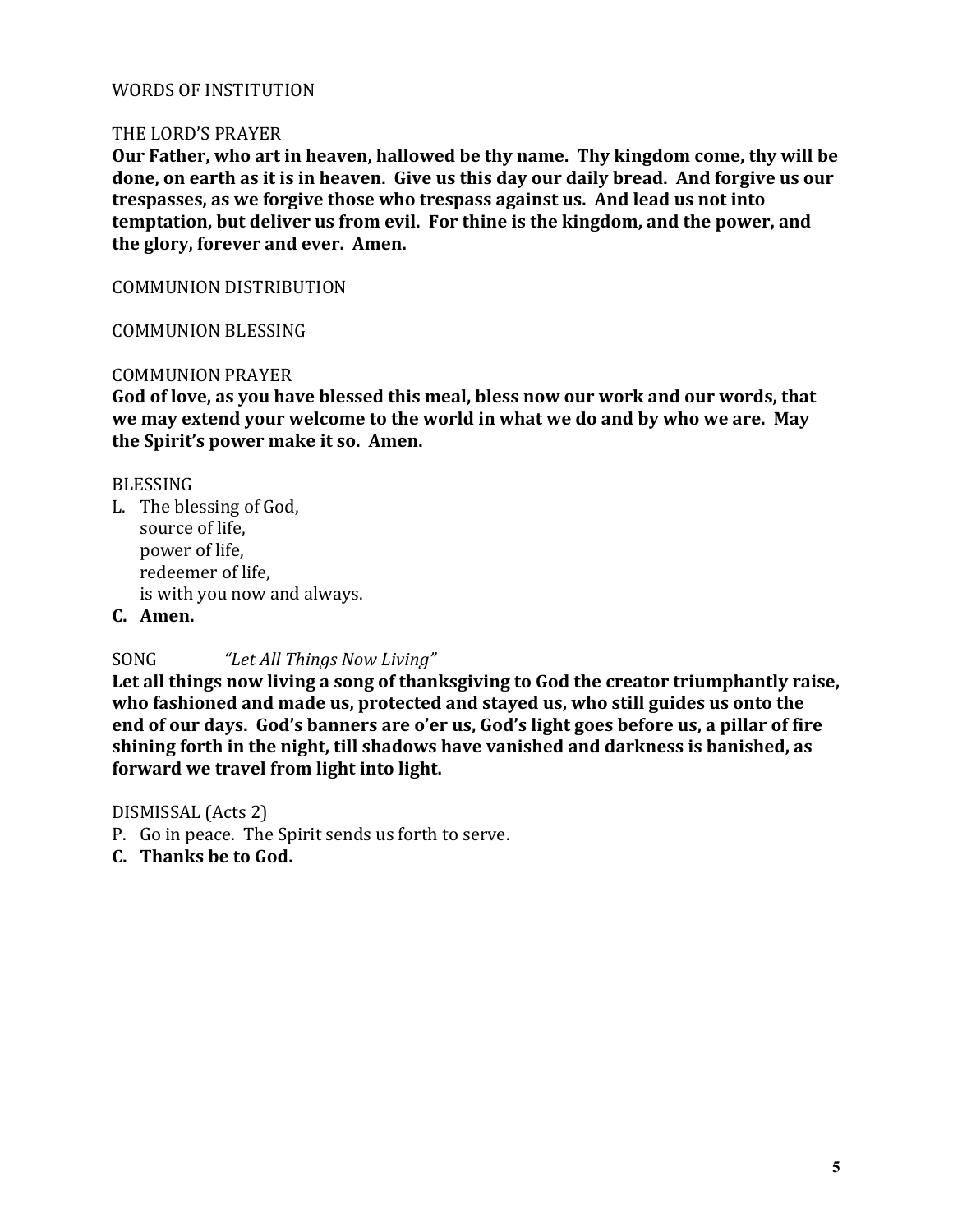WORDS OF INSTITUTION

THE LORD'S PRAYER
**Our Father, who art in heaven, hallowed be thy name. Thy kingdom come, thy will be done, on earth as it is in heaven. Give us this day our daily bread. And forgive us our trespasses, as we forgive those who trespass against us. And lead us not into temptation, but deliver us from evil. For thine is the kingdom, and the power, and the glory, forever and ever. Amen.**

COMMUNION DISTRIBUTION

COMMUNION BLESSING

COMMUNION PRAYER
**God of love, as you have blessed this meal, bless now our work and our words, that we may extend your welcome to the world in what we do and by who we are. May the Spirit's power make it so. Amen.**

BLESSING

L. The blessing of God,
   source of life,
   power of life,
   redeemer of life,
   is with you now and always.

**C. Amen.**

SONG *"Let All Things Now Living"*
**Let all things now living a song of thanksgiving to God the creator triumphantly raise, who fashioned and made us, protected and stayed us, who still guides us onto the end of our days. God's banners are o'er us, God's light goes before us, a pillar of fire shining forth in the night, till shadows have vanished and darkness is banished, as forward we travel from light into light.**

DISMISSAL (Acts 2)

P. Go in peace. The Spirit sends us forth to serve.

**C. Thanks be to God.**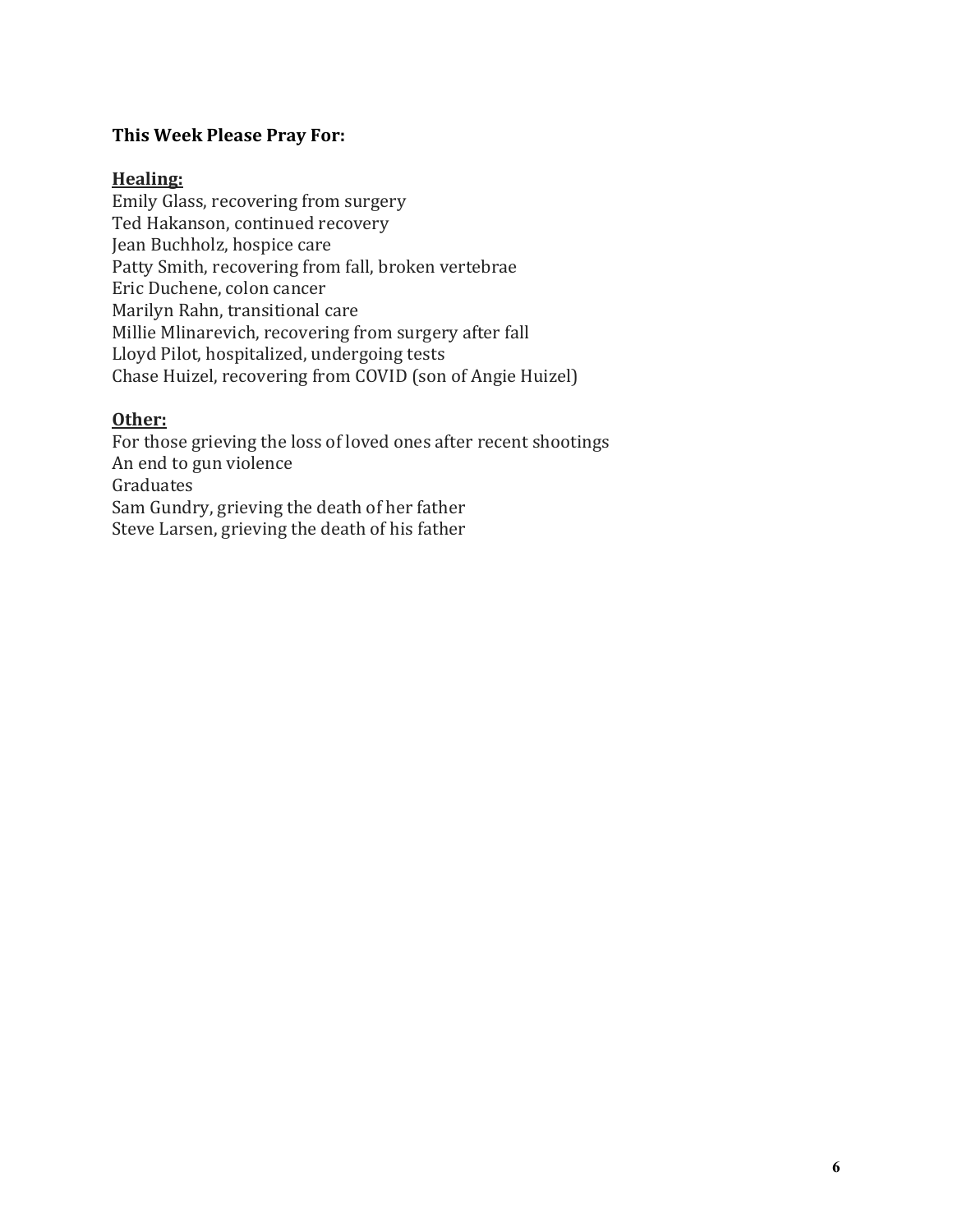**This Week Please Pray For:**

**Healing:**

Emily Glass, recovering from surgery
Ted Hakanson, continued recovery
Jean Buchholz, hospice care
Patty Smith, recovering from fall, broken vertebrae
Eric Duchene, colon cancer
Marilyn Rahn, transitional care
Millie Mlinarevich, recovering from surgery after fall
Lloyd Pilot, hospitalized, undergoing tests
Chase Huizel, recovering from COVID (son of Angie Huizel)

**Other:**

For those grieving the loss of loved ones after recent shootings
An end to gun violence
Graduates
Sam Gundry, grieving the death of her father
Steve Larsen, grieving the death of his father